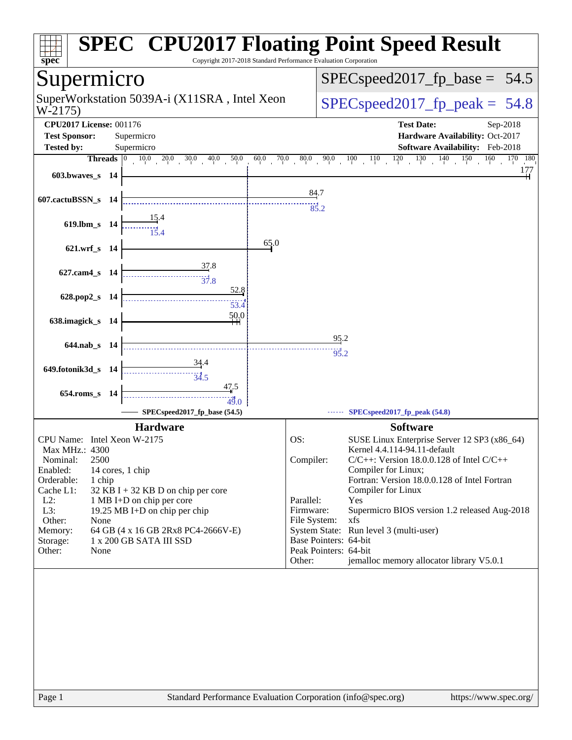# SPEC CPU2017 Floating Point Speed Result

Copyright 2017-2018 Standard Performance Evaluation Corporation

## Supermicro

SuperWorkstation 5039A-i (X11SRA , Intel Xeon W-2175)

SPECspeed2017_fp_base = 54.5

SPECspeed2017_fp_peak = 54.8

**CPU2017 License:** 001176
**Test Sponsor:** Supermicro
**Tested by:** Supermicro

**Test Date:** Sep-2018
**Hardware Availability:** Oct-2017
**Software Availability:** Feb-2018

| Benchmark | Threads | Base | Peak |
|---|---|---|---|
| 603.bwaves_s | 14 | 177 | 177 |
| 607.cactuBSSN_s | 14 | 84.7 | 85.2 |
| 619.lbm_s | 14 | 15.4 | 15.4 |
| 621.wrf_s | 14 | 65.0 | 65.0 |
| 627.cam4_s | 14 | 37.8 | 37.8 |
| 628.pop2_s | 14 | 52.8 | 53.4 |
| 638.imagick_s | 14 | 50.0 | 50.0 |
| 644.nab_s | 14 | 95.2 | 95.2 |
| 649.fotonik3d_s | 14 | 34.4 | 34.5 |
| 654.roms_s | 14 | 47.5 | 49.0 |

SPECspeed2017_fp_base (54.5) — SPECspeed2017_fp_peak (54.8)

### Hardware

| | |
|---|---|
| CPU Name: | Intel Xeon W-2175 |
| Max MHz.: | 4300 |
| Nominal: | 2500 |
| Enabled: | 14 cores, 1 chip |
| Orderable: | 1 chip |
| Cache L1: | 32 KB I + 32 KB D on chip per core |
| L2: | 1 MB I+D on chip per core |
| L3: | 19.25 MB I+D on chip per chip |
| Other: | None |
| Memory: | 64 GB (4 x 16 GB 2Rx8 PC4-2666V-E) |
| Storage: | 1 x 200 GB SATA III SSD |
| Other: | None |

### Software

| | |
|---|---|
| OS: | SUSE Linux Enterprise Server 12 SP3 (x86_64) Kernel 4.4.114-94.11-default |
| Compiler: | C/C++: Version 18.0.0.128 of Intel C/C++ Compiler for Linux; Fortran: Version 18.0.0.128 of Intel Fortran Compiler for Linux |
| Parallel: | Yes |
| Firmware: | Supermicro BIOS version 1.2 released Aug-2018 |
| File System: | xfs |
| System State: | Run level 3 (multi-user) |
| Base Pointers: | 64-bit |
| Peak Pointers: | 64-bit |
| Other: | jemalloc memory allocator library V5.0.1 |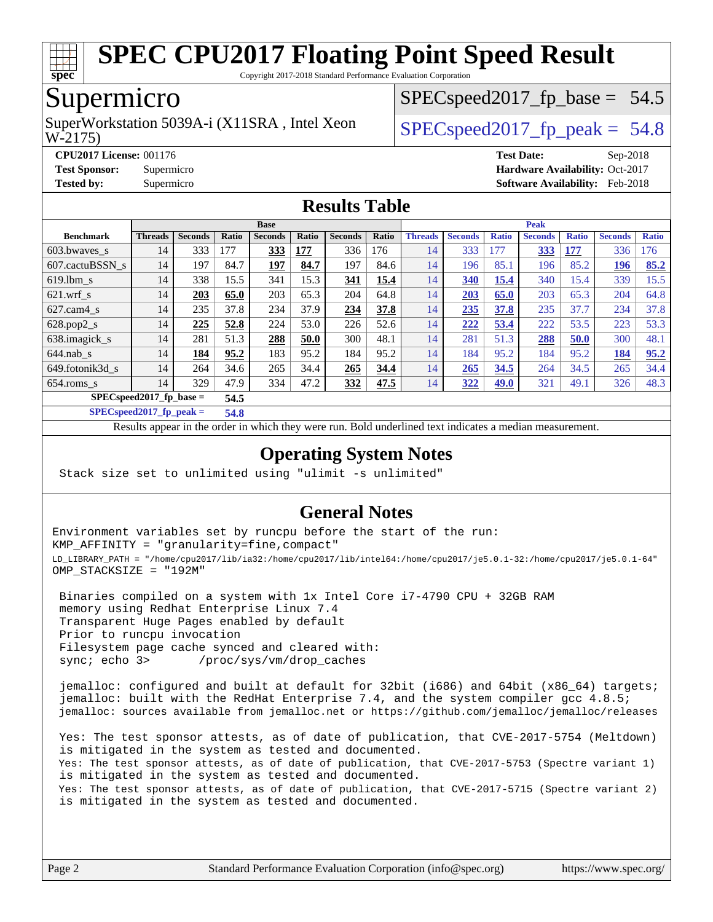# SPEC CPU2017 Floating Point Speed Result

Copyright 2017-2018 Standard Performance Evaluation Corporation

## Supermicro

SuperWorkstation 5039A-i (X11SRA , Intel Xeon W-2175)

SPECspeed2017_fp_base = 54.5

SPECspeed2017_fp_peak = 54.8

**CPU2017 License:** 001176
**Test Sponsor:** Supermicro
**Tested by:** Supermicro

**Test Date:** Sep-2018
**Hardware Availability:** Oct-2017
**Software Availability:** Feb-2018

## Results Table

| Benchmark | Base | | | | | | | Peak | | | | | | |
|---|---|---|---|---|---|---|---|---|---|---|---|---|---|---|
| | Threads | Seconds | Ratio | Seconds | Ratio | Seconds | Ratio | Threads | Seconds | Ratio | Seconds | Ratio | Seconds | Ratio |
| 603.bwaves_s | 14 | 333 | 177 | **333** | **177** | 336 | 176 | 14 | 333 | 177 | **333** | **177** | 336 | 176 |
| 607.cactuBSSN_s | 14 | 197 | 84.7 | **197** | **84.7** | 197 | 84.6 | 14 | 196 | 85.1 | 196 | 85.2 | **196** | **85.2** |
| 619.lbm_s | 14 | 338 | 15.5 | 341 | 15.3 | **341** | **15.4** | 14 | **340** | **15.4** | 340 | 15.4 | 339 | 15.5 |
| 621.wrf_s | 14 | **203** | **65.0** | 203 | 65.3 | 204 | 64.8 | 14 | **203** | **65.0** | 203 | 65.3 | 204 | 64.8 |
| 627.cam4_s | 14 | 235 | 37.8 | 234 | 37.9 | **234** | **37.8** | 14 | **235** | **37.8** | 235 | 37.7 | 234 | 37.8 |
| 628.pop2_s | 14 | **225** | **52.8** | 224 | 53.0 | 226 | 52.6 | 14 | **222** | **53.4** | 222 | 53.5 | 223 | 53.3 |
| 638.imagick_s | 14 | 281 | 51.3 | **288** | **50.0** | 300 | 48.1 | 14 | 281 | 51.3 | **288** | **50.0** | 300 | 48.1 |
| 644.nab_s | 14 | **184** | **95.2** | 183 | 95.2 | 184 | 95.2 | 14 | 184 | 95.2 | 184 | 95.2 | **184** | **95.2** |
| 649.fotonik3d_s | 14 | 264 | 34.6 | 265 | 34.4 | **265** | **34.4** | 14 | **265** | **34.5** | 264 | 34.5 | 265 | 34.4 |
| 654.roms_s | 14 | 329 | 47.9 | 334 | 47.2 | **332** | **47.5** | 14 | **322** | **49.0** | 321 | 49.1 | 326 | 48.3 |
| SPECspeed2017_fp_base = | | 54.5 | | | | | | | | | | | | |
| SPECspeed2017_fp_peak = | | 54.8 | | | | | | | | | | | | |

Results appear in the order in which they were run. Bold underlined text indicates a median measurement.

## Operating System Notes

```
Stack size set to unlimited using "ulimit -s unlimited"
```

## General Notes

```
Environment variables set by runcpu before the start of the run:
KMP_AFFINITY = "granularity=fine,compact"
LD_LIBRARY_PATH = "/home/cpu2017/lib/ia32:/home/cpu2017/lib/intel64:/home/cpu2017/je5.0.1-32:/home/cpu2017/je5.0.1-64"
OMP_STACKSIZE = "192M"

 Binaries compiled on a system with 1x Intel Core i7-4790 CPU + 32GB RAM
 memory using Redhat Enterprise Linux 7.4
 Transparent Huge Pages enabled by default
 Prior to runcpu invocation
 Filesystem page cache synced and cleared with:
 sync; echo 3>       /proc/sys/vm/drop_caches

 jemalloc: configured and built at default for 32bit (i686) and 64bit (x86_64) targets;
 jemalloc: built with the RedHat Enterprise 7.4, and the system compiler gcc 4.8.5;
 jemalloc: sources available from jemalloc.net or https://github.com/jemalloc/jemalloc/releases

 Yes: The test sponsor attests, as of date of publication, that CVE-2017-5754 (Meltdown)
 is mitigated in the system as tested and documented.
 Yes: The test sponsor attests, as of date of publication, that CVE-2017-5753 (Spectre variant 1)
 is mitigated in the system as tested and documented.
 Yes: The test sponsor attests, as of date of publication, that CVE-2017-5715 (Spectre variant 2)
 is mitigated in the system as tested and documented.
```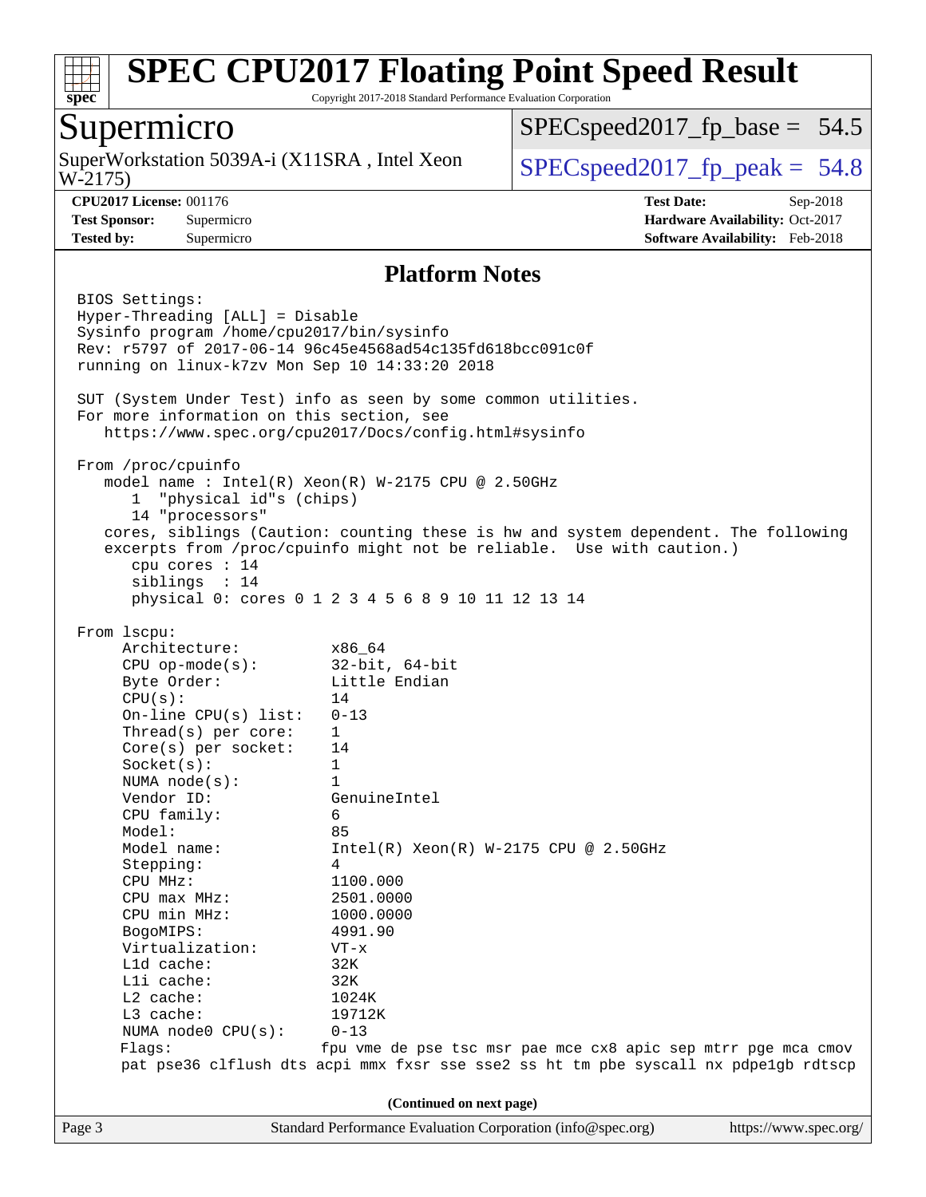# SPEC CPU2017 Floating Point Speed Result

Copyright 2017-2018 Standard Performance Evaluation Corporation

## Supermicro

SuperWorkstation 5039A-i (X11SRA , Intel Xeon W-2175)

SPECspeed2017_fp_base = 54.5

SPECspeed2017_fp_peak = 54.8

**CPU2017 License:** 001176
**Test Sponsor:** Supermicro
**Tested by:** Supermicro

**Test Date:** Sep-2018
**Hardware Availability:** Oct-2017
**Software Availability:** Feb-2018

## Platform Notes

```
BIOS Settings:
Hyper-Threading [ALL] = Disable
Sysinfo program /home/cpu2017/bin/sysinfo
Rev: r5797 of 2017-06-14 96c45e4568ad54c135fd618bcc091c0f
running on linux-k7zv Mon Sep 10 14:33:20 2018

SUT (System Under Test) info as seen by some common utilities.
For more information on this section, see
   https://www.spec.org/cpu2017/Docs/config.html#sysinfo

From /proc/cpuinfo
   model name : Intel(R) Xeon(R) W-2175 CPU @ 2.50GHz
      1  "physical id"s (chips)
      14 "processors"
   cores, siblings (Caution: counting these is hw and system dependent. The following
   excerpts from /proc/cpuinfo might not be reliable.  Use with caution.)
      cpu cores : 14
      siblings  : 14
      physical 0: cores 0 1 2 3 4 5 6 8 9 10 11 12 13 14

From lscpu:
     Architecture:          x86_64
     CPU op-mode(s):        32-bit, 64-bit
     Byte Order:            Little Endian
     CPU(s):                14
     On-line CPU(s) list:   0-13
     Thread(s) per core:    1
     Core(s) per socket:    14
     Socket(s):             1
     NUMA node(s):          1
     Vendor ID:             GenuineIntel
     CPU family:            6
     Model:                 85
     Model name:            Intel(R) Xeon(R) W-2175 CPU @ 2.50GHz
     Stepping:              4
     CPU MHz:               1100.000
     CPU max MHz:           2501.0000
     CPU min MHz:           1000.0000
     BogoMIPS:              4991.90
     Virtualization:        VT-x
     L1d cache:             32K
     L1i cache:             32K
     L2 cache:              1024K
     L3 cache:              19712K
     NUMA node0 CPU(s):     0-13
     Flags:                fpu vme de pse tsc msr pae mce cx8 apic sep mtrr pge mca cmov
     pat pse36 clflush dts acpi mmx fxsr sse sse2 ss ht tm pbe syscall nx pdpe1gb rdtscp
```

(Continued on next page)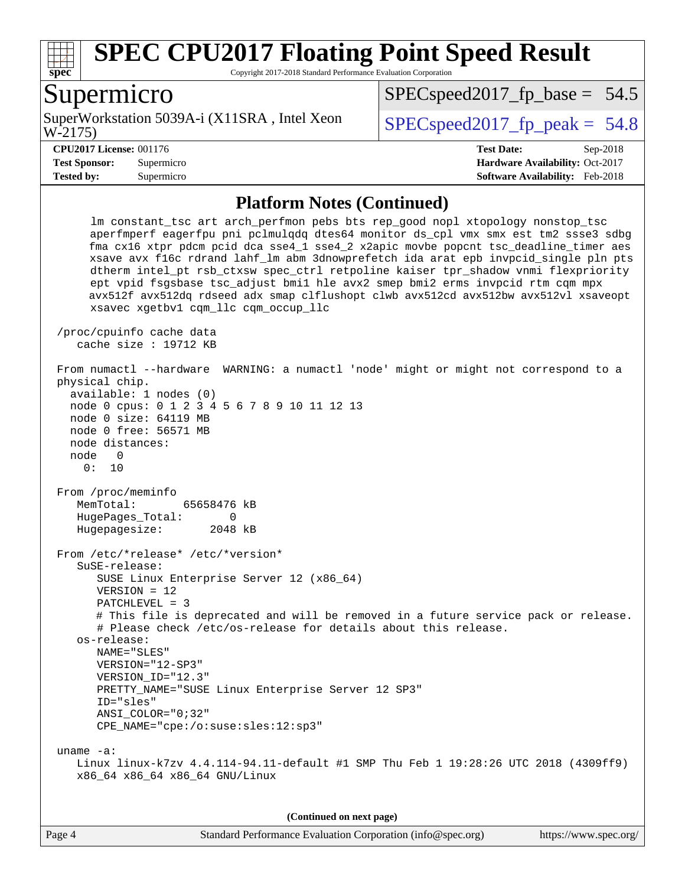## Platform Notes (Continued)

```
      lm constant_tsc art arch_perfmon pebs bts rep_good nopl xtopology nonstop_tsc
      aperfmperf eagerfpu pni pclmulqdq dtes64 monitor ds_cpl vmx smx est tm2 ssse3 sdbg
      fma cx16 xtpr pdcm pcid dca sse4_1 sse4_2 x2apic movbe popcnt tsc_deadline_timer aes
      xsave avx f16c rdrand lahf_lm abm 3dnowprefetch ida arat epb invpcid_single pln pts
      dtherm intel_pt rsb_ctxsw spec_ctrl retpoline kaiser tpr_shadow vnmi flexpriority
      ept vpid fsgsbase tsc_adjust bmi1 hle avx2 smep bmi2 erms invpcid rtm cqm mpx
      avx512f avx512dq rdseed adx smap clflushopt clwb avx512cd avx512bw avx512vl xsaveopt
      xsavec xgetbv1 cqm_llc cqm_occup_llc

 /proc/cpuinfo cache data
    cache size : 19712 KB

 From numactl --hardware  WARNING: a numactl 'node' might or might not correspond to a
 physical chip.
   available: 1 nodes (0)
   node 0 cpus: 0 1 2 3 4 5 6 7 8 9 10 11 12 13
   node 0 size: 64119 MB
   node 0 free: 56571 MB
   node distances:
   node   0
     0:  10

 From /proc/meminfo
    MemTotal:       65658476 kB
    HugePages_Total:       0
    Hugepagesize:       2048 kB

 From /etc/*release* /etc/*version*
    SuSE-release:
       SUSE Linux Enterprise Server 12 (x86_64)
       VERSION = 12
       PATCHLEVEL = 3
       # This file is deprecated and will be removed in a future service pack or release.
       # Please check /etc/os-release for details about this release.
    os-release:
       NAME="SLES"
       VERSION="12-SP3"
       VERSION_ID="12.3"
       PRETTY_NAME="SUSE Linux Enterprise Server 12 SP3"
       ID="sles"
       ANSI_COLOR="0;32"
       CPE_NAME="cpe:/o:suse:sles:12:sp3"

 uname -a:
    Linux linux-k7zv 4.4.114-94.11-default #1 SMP Thu Feb 1 19:28:26 UTC 2018 (4309ff9)
    x86_64 x86_64 x86_64 GNU/Linux
```

**(Continued on next page)**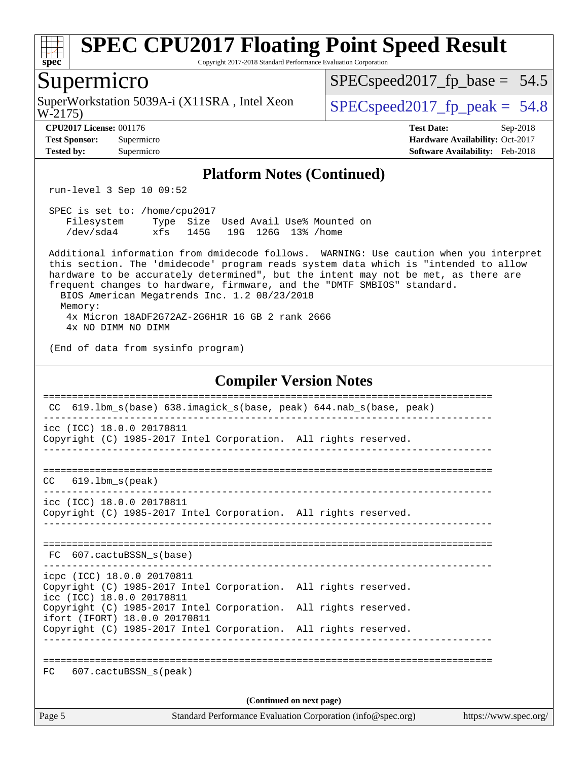# SPEC CPU2017 Floating Point Speed Result

Copyright 2017-2018 Standard Performance Evaluation Corporation

## Supermicro

SuperWorkstation 5039A-i (X11SRA , Intel Xeon W-2175)

SPECspeed2017_fp_base = 54.5

SPECspeed2017_fp_peak = 54.8

**CPU2017 License:** 001176
**Test Sponsor:** Supermicro
**Tested by:** Supermicro

**Test Date:** Sep-2018
**Hardware Availability:** Oct-2017
**Software Availability:** Feb-2018

### Platform Notes (Continued)

```
run-level 3 Sep 10 09:52

SPEC is set to: /home/cpu2017
   Filesystem     Type  Size  Used Avail Use% Mounted on
   /dev/sda4      xfs   145G   19G  126G  13% /home

Additional information from dmidecode follows.  WARNING: Use caution when you interpret
this section. The 'dmidecode' program reads system data which is "intended to allow
hardware to be accurately determined", but the intent may not be met, as there are
frequent changes to hardware, firmware, and the "DMTF SMBIOS" standard.
  BIOS American Megatrends Inc. 1.2 08/23/2018
  Memory:
   4x Micron 18ADF2G72AZ-2G6H1R 16 GB 2 rank 2666
   4x NO DIMM NO DIMM

(End of data from sysinfo program)
```

### Compiler Version Notes

```
==============================================================================
 CC  619.lbm_s(base) 638.imagick_s(base, peak) 644.nab_s(base, peak)
------------------------------------------------------------------------------
icc (ICC) 18.0.0 20170811
Copyright (C) 1985-2017 Intel Corporation.  All rights reserved.
------------------------------------------------------------------------------

==============================================================================
CC   619.lbm_s(peak)
------------------------------------------------------------------------------
icc (ICC) 18.0.0 20170811
Copyright (C) 1985-2017 Intel Corporation.  All rights reserved.
------------------------------------------------------------------------------

==============================================================================
 FC  607.cactuBSSN_s(base)
------------------------------------------------------------------------------
icpc (ICC) 18.0.0 20170811
Copyright (C) 1985-2017 Intel Corporation.  All rights reserved.
icc (ICC) 18.0.0 20170811
Copyright (C) 1985-2017 Intel Corporation.  All rights reserved.
ifort (IFORT) 18.0.0 20170811
Copyright (C) 1985-2017 Intel Corporation.  All rights reserved.
------------------------------------------------------------------------------

==============================================================================
FC   607.cactuBSSN_s(peak)
```

(Continued on next page)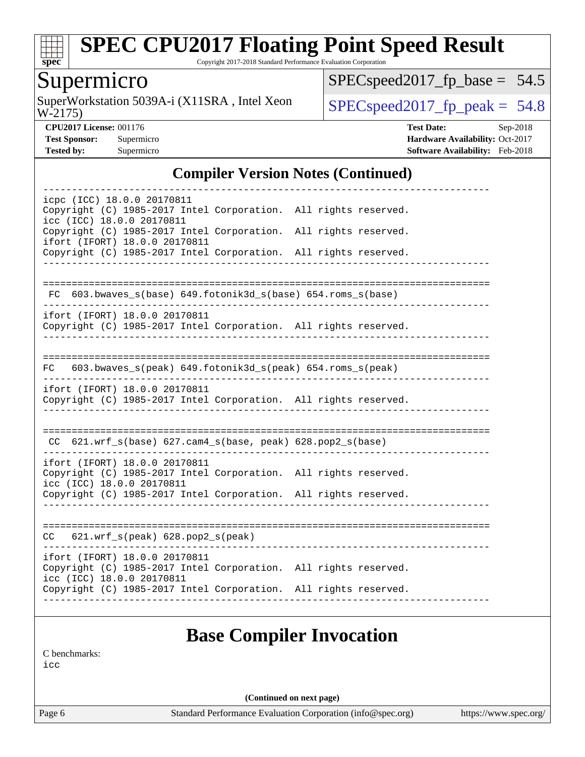## Compiler Version Notes (Continued)

```
------------------------------------------------------------------------------
icpc (ICC) 18.0.0 20170811
Copyright (C) 1985-2017 Intel Corporation.  All rights reserved.
icc (ICC) 18.0.0 20170811
Copyright (C) 1985-2017 Intel Corporation.  All rights reserved.
ifort (IFORT) 18.0.0 20170811
Copyright (C) 1985-2017 Intel Corporation.  All rights reserved.
------------------------------------------------------------------------------

==============================================================================
 FC  603.bwaves_s(base) 649.fotonik3d_s(base) 654.roms_s(base)
------------------------------------------------------------------------------
ifort (IFORT) 18.0.0 20170811
Copyright (C) 1985-2017 Intel Corporation.  All rights reserved.
------------------------------------------------------------------------------

==============================================================================
FC   603.bwaves_s(peak) 649.fotonik3d_s(peak) 654.roms_s(peak)
------------------------------------------------------------------------------
ifort (IFORT) 18.0.0 20170811
Copyright (C) 1985-2017 Intel Corporation.  All rights reserved.
------------------------------------------------------------------------------

==============================================================================
 CC  621.wrf_s(base) 627.cam4_s(base, peak) 628.pop2_s(base)
------------------------------------------------------------------------------
ifort (IFORT) 18.0.0 20170811
Copyright (C) 1985-2017 Intel Corporation.  All rights reserved.
icc (ICC) 18.0.0 20170811
Copyright (C) 1985-2017 Intel Corporation.  All rights reserved.
------------------------------------------------------------------------------

==============================================================================
CC   621.wrf_s(peak) 628.pop2_s(peak)
------------------------------------------------------------------------------
ifort (IFORT) 18.0.0 20170811
Copyright (C) 1985-2017 Intel Corporation.  All rights reserved.
icc (ICC) 18.0.0 20170811
Copyright (C) 1985-2017 Intel Corporation.  All rights reserved.
------------------------------------------------------------------------------
```

## Base Compiler Invocation

C benchmarks:
icc

**(Continued on next page)**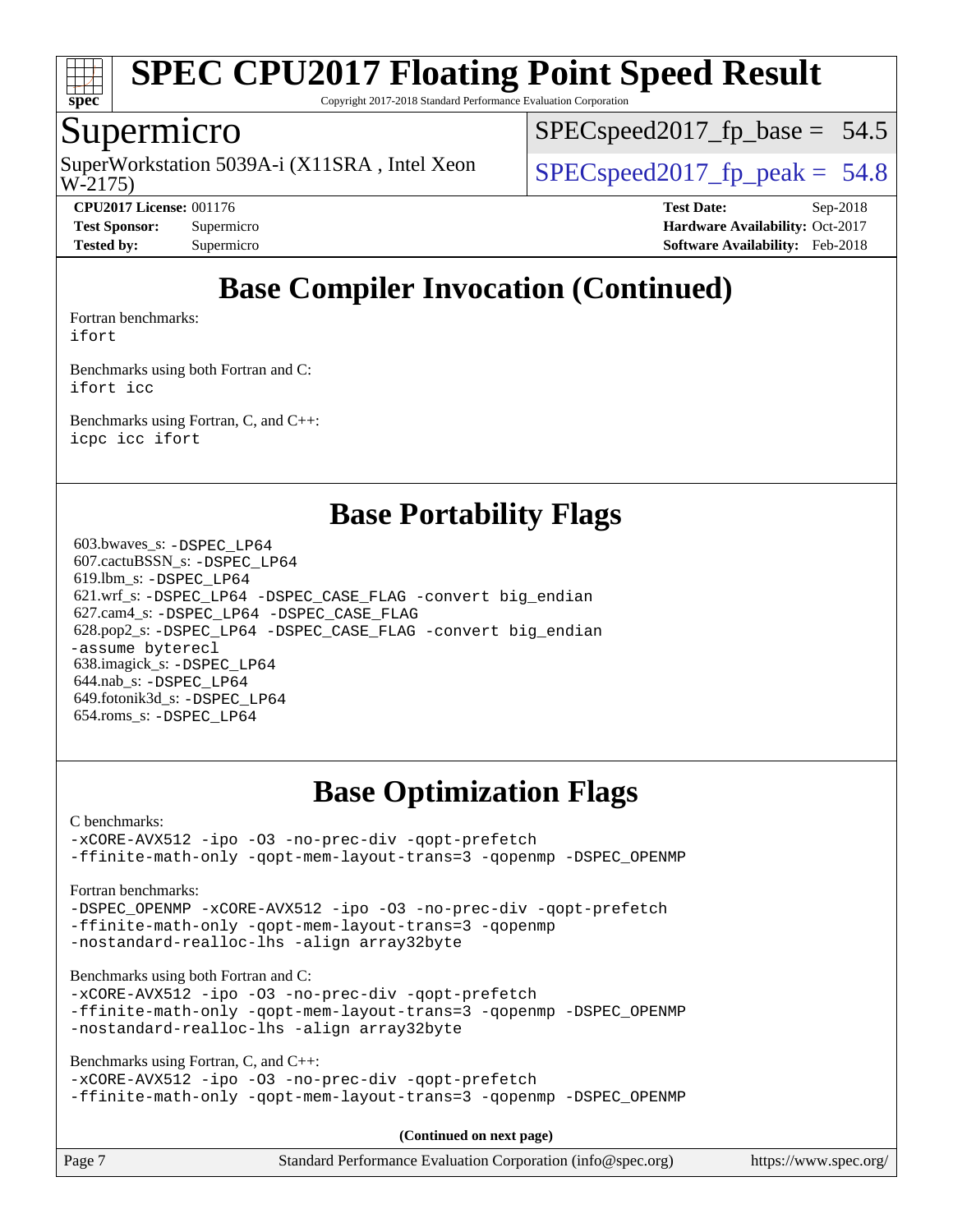# Base Compiler Invocation (Continued)

Fortran benchmarks:
ifort

Benchmarks using both Fortran and C:
ifort icc

Benchmarks using Fortran, C, and C++:
icpc icc ifort

# Base Portability Flags

603.bwaves_s: -DSPEC_LP64
607.cactuBSSN_s: -DSPEC_LP64
619.lbm_s: -DSPEC_LP64
621.wrf_s: -DSPEC_LP64 -DSPEC_CASE_FLAG -convert big_endian
627.cam4_s: -DSPEC_LP64 -DSPEC_CASE_FLAG
628.pop2_s: -DSPEC_LP64 -DSPEC_CASE_FLAG -convert big_endian -assume byterecl
638.imagick_s: -DSPEC_LP64
644.nab_s: -DSPEC_LP64
649.fotonik3d_s: -DSPEC_LP64
654.roms_s: -DSPEC_LP64

# Base Optimization Flags

C benchmarks:
-xCORE-AVX512 -ipo -O3 -no-prec-div -qopt-prefetch
-ffinite-math-only -qopt-mem-layout-trans=3 -qopenmp -DSPEC_OPENMP

Fortran benchmarks:
-DSPEC_OPENMP -xCORE-AVX512 -ipo -O3 -no-prec-div -qopt-prefetch
-ffinite-math-only -qopt-mem-layout-trans=3 -qopenmp
-nostandard-realloc-lhs -align array32byte

Benchmarks using both Fortran and C:
-xCORE-AVX512 -ipo -O3 -no-prec-div -qopt-prefetch
-ffinite-math-only -qopt-mem-layout-trans=3 -qopenmp -DSPEC_OPENMP
-nostandard-realloc-lhs -align array32byte

Benchmarks using Fortran, C, and C++:
-xCORE-AVX512 -ipo -O3 -no-prec-div -qopt-prefetch
-ffinite-math-only -qopt-mem-layout-trans=3 -qopenmp -DSPEC_OPENMP

**(Continued on next page)**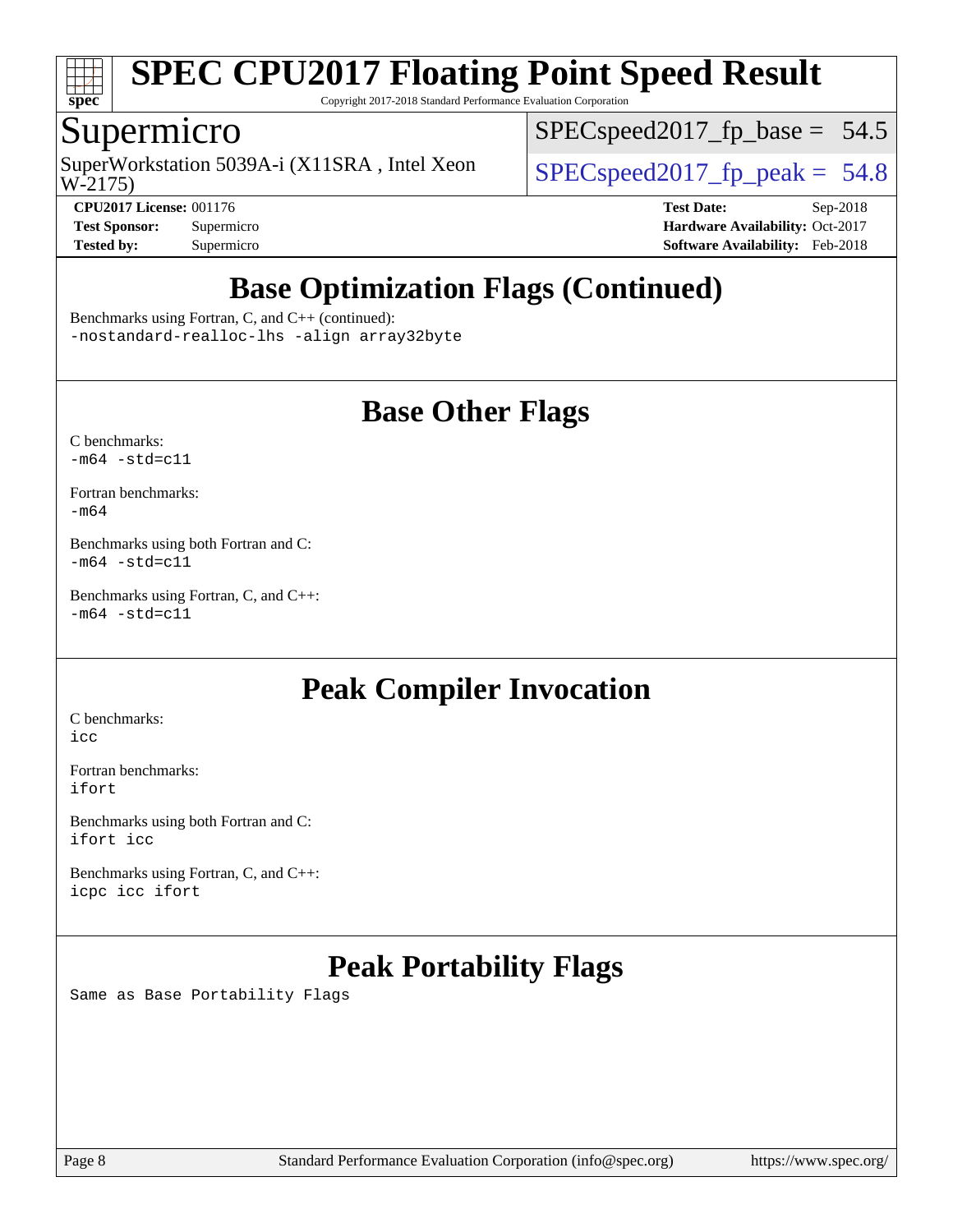## Base Optimization Flags (Continued)

Benchmarks using Fortran, C, and C++ (continued):
-nostandard-realloc-lhs -align array32byte

## Base Other Flags

C benchmarks:
-m64 -std=c11

Fortran benchmarks:
-m64

Benchmarks using both Fortran and C:
-m64 -std=c11

Benchmarks using Fortran, C, and C++:
-m64 -std=c11

## Peak Compiler Invocation

C benchmarks:
icc

Fortran benchmarks:
ifort

Benchmarks using both Fortran and C:
ifort icc

Benchmarks using Fortran, C, and C++:
icpc icc ifort

## Peak Portability Flags

Same as Base Portability Flags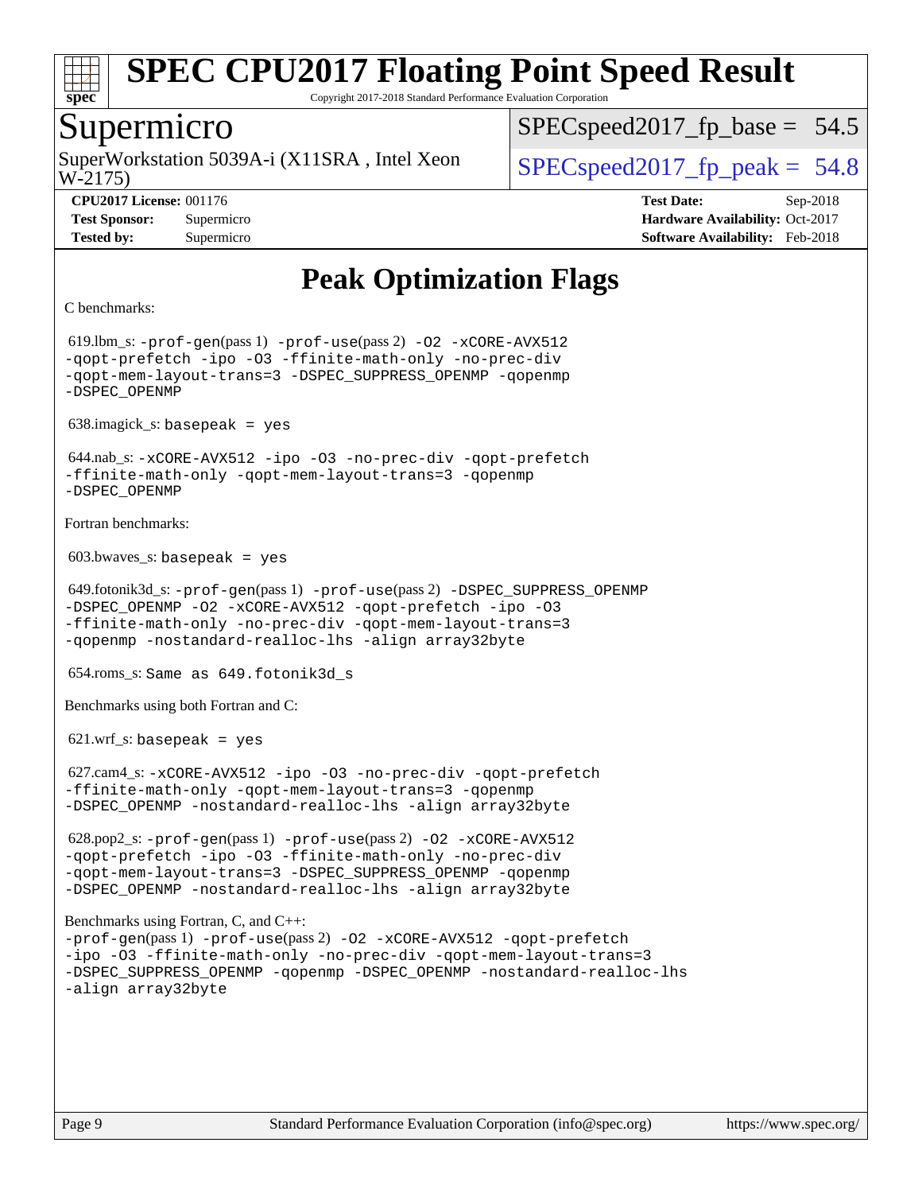# Peak Optimization Flags

C benchmarks:

619.lbm_s: `-prof-gen`(pass 1) `-prof-use`(pass 2) `-O2 -xCORE-AVX512 -qopt-prefetch -ipo -O3 -ffinite-math-only -no-prec-div -qopt-mem-layout-trans=3 -DSPEC_SUPPRESS_OPENMP -qopenmp -DSPEC_OPENMP`

638.imagick_s: `basepeak = yes`

644.nab_s: `-xCORE-AVX512 -ipo -O3 -no-prec-div -qopt-prefetch -ffinite-math-only -qopt-mem-layout-trans=3 -qopenmp -DSPEC_OPENMP`

Fortran benchmarks:

603.bwaves_s: `basepeak = yes`

649.fotonik3d_s: `-prof-gen`(pass 1) `-prof-use`(pass 2) `-DSPEC_SUPPRESS_OPENMP -DSPEC_OPENMP -O2 -xCORE-AVX512 -qopt-prefetch -ipo -O3 -ffinite-math-only -no-prec-div -qopt-mem-layout-trans=3 -qopenmp -nostandard-realloc-lhs -align array32byte`

654.roms_s: `Same as 649.fotonik3d_s`

Benchmarks using both Fortran and C:

621.wrf_s: `basepeak = yes`

627.cam4_s: `-xCORE-AVX512 -ipo -O3 -no-prec-div -qopt-prefetch -ffinite-math-only -qopt-mem-layout-trans=3 -qopenmp -DSPEC_OPENMP -nostandard-realloc-lhs -align array32byte`

628.pop2_s: `-prof-gen`(pass 1) `-prof-use`(pass 2) `-O2 -xCORE-AVX512 -qopt-prefetch -ipo -O3 -ffinite-math-only -no-prec-div -qopt-mem-layout-trans=3 -DSPEC_SUPPRESS_OPENMP -qopenmp -DSPEC_OPENMP -nostandard-realloc-lhs -align array32byte`

Benchmarks using Fortran, C, and C++:
`-prof-gen`(pass 1) `-prof-use`(pass 2) `-O2 -xCORE-AVX512 -qopt-prefetch -ipo -O3 -ffinite-math-only -no-prec-div -qopt-mem-layout-trans=3 -DSPEC_SUPPRESS_OPENMP -qopenmp -DSPEC_OPENMP -nostandard-realloc-lhs -align array32byte`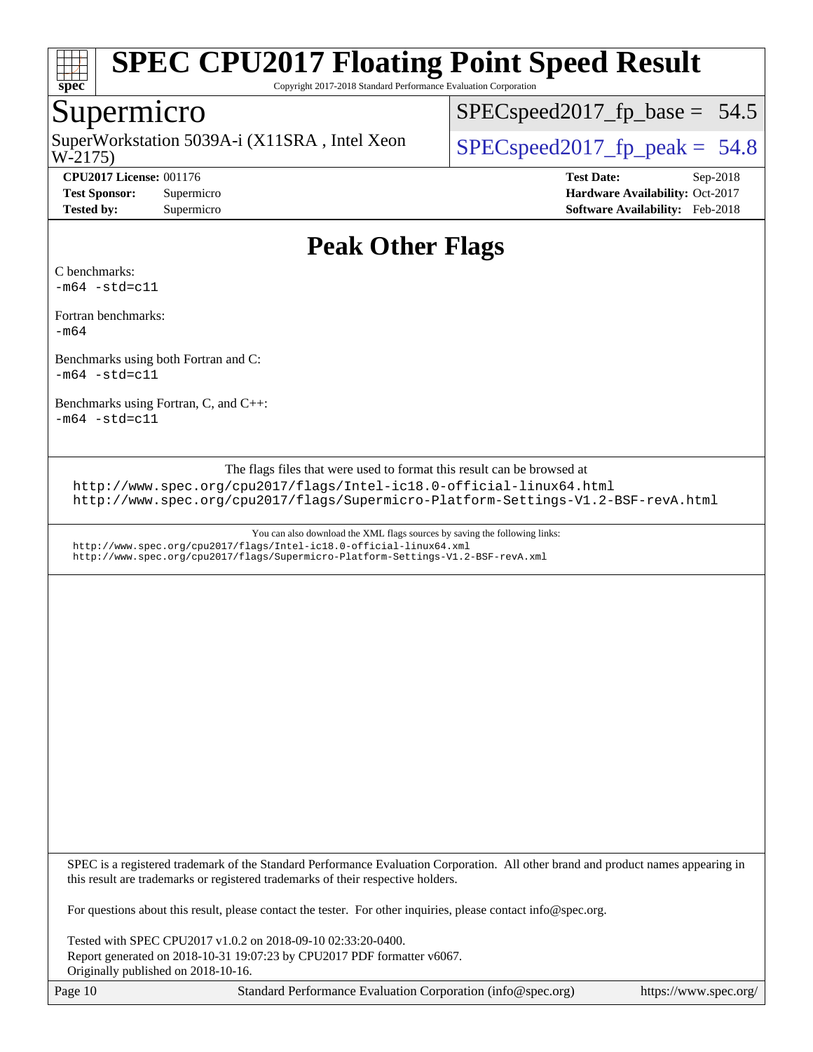# SPEC CPU2017 Floating Point Speed Result

Copyright 2017-2018 Standard Performance Evaluation Corporation

## Supermicro

SuperWorkstation 5039A-i (X11SRA , Intel Xeon W-2175)

SPECspeed2017_fp_base = 54.5

SPECspeed2017_fp_peak = 54.8

**CPU2017 License:** 001176
**Test Sponsor:** Supermicro
**Tested by:** Supermicro

**Test Date:** Sep-2018
**Hardware Availability:** Oct-2017
**Software Availability:** Feb-2018

## Peak Other Flags

C benchmarks:
-m64 -std=c11

Fortran benchmarks:
-m64

Benchmarks using both Fortran and C:
-m64 -std=c11

Benchmarks using Fortran, C, and C++:
-m64 -std=c11

The flags files that were used to format this result can be browsed at
http://www.spec.org/cpu2017/flags/Intel-ic18.0-official-linux64.html
http://www.spec.org/cpu2017/flags/Supermicro-Platform-Settings-V1.2-BSF-revA.html

You can also download the XML flags sources by saving the following links:
http://www.spec.org/cpu2017/flags/Intel-ic18.0-official-linux64.xml
http://www.spec.org/cpu2017/flags/Supermicro-Platform-Settings-V1.2-BSF-revA.xml

SPEC is a registered trademark of the Standard Performance Evaluation Corporation. All other brand and product names appearing in this result are trademarks or registered trademarks of their respective holders.

For questions about this result, please contact the tester. For other inquiries, please contact info@spec.org.

Tested with SPEC CPU2017 v1.0.2 on 2018-09-10 02:33:20-0400.
Report generated on 2018-10-31 19:07:23 by CPU2017 PDF formatter v6067.
Originally published on 2018-10-16.